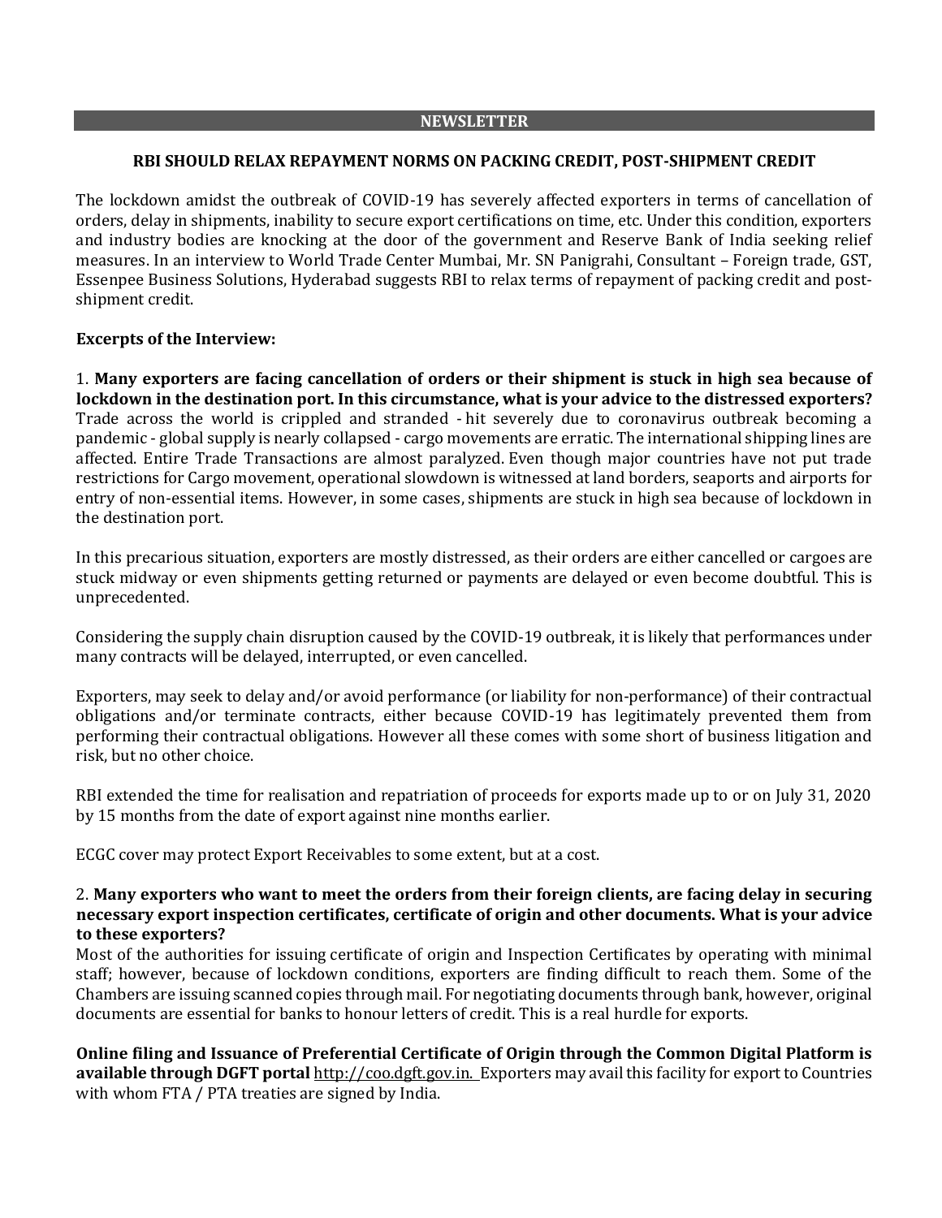## NEWSLETTER

### RBI SHOULD RELAX REPAYMENT NORMS ON PACKING CREDIT, POST-SHIPMENT CREDIT

The lockdown amidst the outbreak of COVID-19 has severely affected exporters in terms of cancellation of orders, delay in shipments, inability to secure export certifications on time, etc. Under this condition, exporters and industry bodies are knocking at the door of the government and Reserve Bank of India seeking relief measures. In an interview to World Trade Center Mumbai, Mr. SN Panigrahi, Consultant – Foreign trade, GST, Essenpee Business Solutions, Hyderabad suggests RBI to relax terms of repayment of packing credit and post-shipment credit.

**Excerpts of the Interview:**

1. **Many exporters are facing cancellation of orders or their shipment is stuck in high sea because of lockdown in the destination port. In this circumstance, what is your advice to the distressed exporters?**
Trade across the world is crippled and stranded - hit severely due to coronavirus outbreak becoming a pandemic - global supply is nearly collapsed - cargo movements are erratic. The international shipping lines are affected. Entire Trade Transactions are almost paralyzed. Even though major countries have not put trade restrictions for Cargo movement, operational slowdown is witnessed at land borders, seaports and airports for entry of non-essential items. However, in some cases, shipments are stuck in high sea because of lockdown in the destination port.

In this precarious situation, exporters are mostly distressed, as their orders are either cancelled or cargoes are stuck midway or even shipments getting returned or payments are delayed or even become doubtful. This is unprecedented.

Considering the supply chain disruption caused by the COVID-19 outbreak, it is likely that performances under many contracts will be delayed, interrupted, or even cancelled.

Exporters, may seek to delay and/or avoid performance (or liability for non-performance) of their contractual obligations and/or terminate contracts, either because COVID-19 has legitimately prevented them from performing their contractual obligations. However all these comes with some short of business litigation and risk, but no other choice.

RBI extended the time for realisation and repatriation of proceeds for exports made up to or on July 31, 2020 by 15 months from the date of export against nine months earlier.

ECGC cover may protect Export Receivables to some extent, but at a cost.

2. **Many exporters who want to meet the orders from their foreign clients, are facing delay in securing necessary export inspection certificates, certificate of origin and other documents. What is your advice to these exporters?**
Most of the authorities for issuing certificate of origin and Inspection Certificates by operating with minimal staff; however, because of lockdown conditions, exporters are finding difficult to reach them. Some of the Chambers are issuing scanned copies through mail. For negotiating documents through bank, however, original documents are essential for banks to honour letters of credit. This is a real hurdle for exports.

**Online filing and Issuance of Preferential Certificate of Origin through the Common Digital Platform is available through DGFT portal** http://coo.dgft.gov.in. Exporters may avail this facility for export to Countries with whom FTA / PTA treaties are signed by India.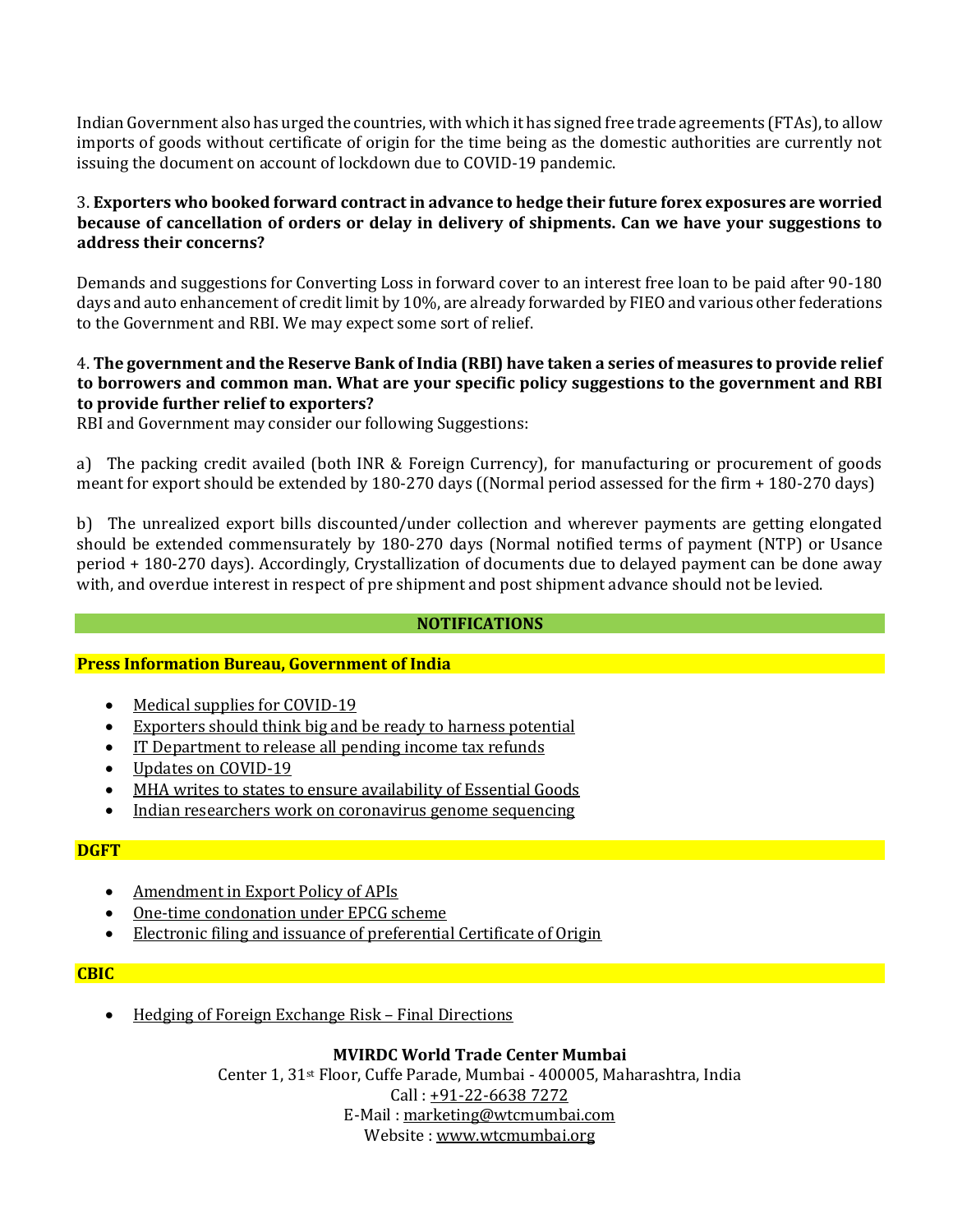Indian Government also has urged the countries, with which it has signed free trade agreements (FTAs), to allow imports of goods without certificate of origin for the time being as the domestic authorities are currently not issuing the document on account of lockdown due to COVID-19 pandemic.

3. **Exporters who booked forward contract in advance to hedge their future forex exposures are worried because of cancellation of orders or delay in delivery of shipments. Can we have your suggestions to address their concerns?**

Demands and suggestions for Converting Loss in forward cover to an interest free loan to be paid after 90-180 days and auto enhancement of credit limit by 10%, are already forwarded by FIEO and various other federations to the Government and RBI. We may expect some sort of relief.

4. **The government and the Reserve Bank of India (RBI) have taken a series of measures to provide relief to borrowers and common man. What are your specific policy suggestions to the government and RBI to provide further relief to exporters?**

RBI and Government may consider our following Suggestions:

a) The packing credit availed (both INR & Foreign Currency), for manufacturing or procurement of goods meant for export should be extended by 180-270 days ((Normal period assessed for the firm + 180-270 days)

b) The unrealized export bills discounted/under collection and wherever payments are getting elongated should be extended commensurately by 180-270 days (Normal notified terms of payment (NTP) or Usance period + 180-270 days). Accordingly, Crystallization of documents due to delayed payment can be done away with, and overdue interest in respect of pre shipment and post shipment advance should not be levied.

## NOTIFICATIONS

### Press Information Bureau, Government of India

- Medical supplies for COVID-19
- Exporters should think big and be ready to harness potential
- IT Department to release all pending income tax refunds
- Updates on COVID-19
- MHA writes to states to ensure availability of Essential Goods
- Indian researchers work on coronavirus genome sequencing

### DGFT

- Amendment in Export Policy of APIs
- One-time condonation under EPCG scheme
- Electronic filing and issuance of preferential Certificate of Origin

### CBIC

- Hedging of Foreign Exchange Risk – Final Directions

**MVIRDC World Trade Center Mumbai**
Center 1, 31st Floor, Cuffe Parade, Mumbai - 400005, Maharashtra, India
Call : +91-22-6638 7272
E-Mail : marketing@wtcmumbai.com
Website : www.wtcmumbai.org